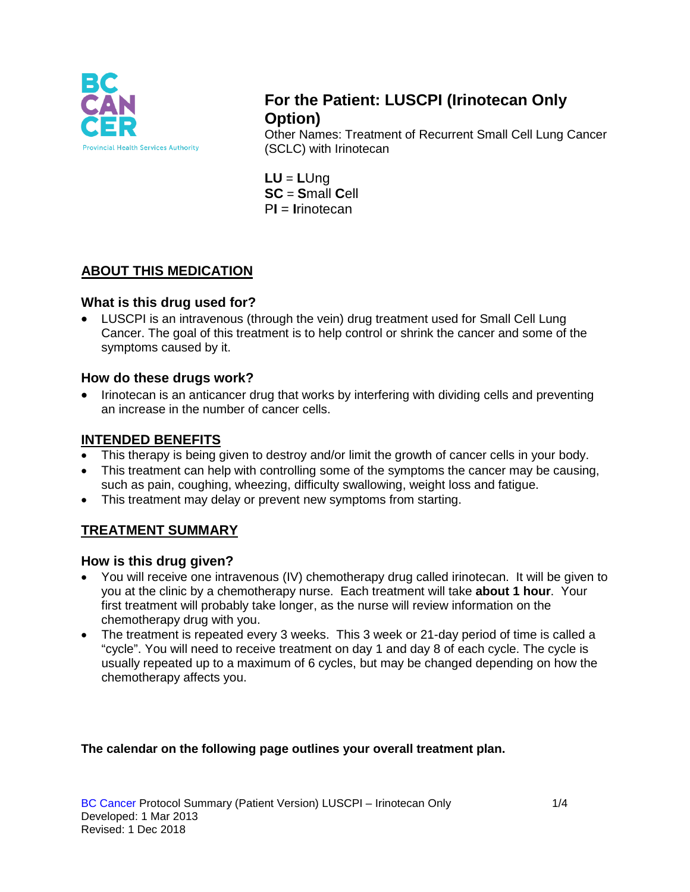# For the Patient: LUSCPI (Irinotecan Only Option)

Other Names: Treatment of Recurrent Small Cell Lung Cancer (SCLC) with Irinotecan

**LU** = **L**Ung
**SC** = **S**mall **C**ell
P**I** = **I**rinotecan

## ABOUT THIS MEDICATION

### What is this drug used for?

- LUSCPI is an intravenous (through the vein) drug treatment used for Small Cell Lung Cancer. The goal of this treatment is to help control or shrink the cancer and some of the symptoms caused by it.

### How do these drugs work?

- Irinotecan is an anticancer drug that works by interfering with dividing cells and preventing an increase in the number of cancer cells.

## INTENDED BENEFITS

- This therapy is being given to destroy and/or limit the growth of cancer cells in your body.
- This treatment can help with controlling some of the symptoms the cancer may be causing, such as pain, coughing, wheezing, difficulty swallowing, weight loss and fatigue.
- This treatment may delay or prevent new symptoms from starting.

## TREATMENT SUMMARY

### How is this drug given?

- You will receive one intravenous (IV) chemotherapy drug called irinotecan. It will be given to you at the clinic by a chemotherapy nurse. Each treatment will take **about 1 hour**. Your first treatment will probably take longer, as the nurse will review information on the chemotherapy drug with you.
- The treatment is repeated every 3 weeks. This 3 week or 21-day period of time is called a "cycle". You will need to receive treatment on day 1 and day 8 of each cycle. The cycle is usually repeated up to a maximum of 6 cycles, but may be changed depending on how the chemotherapy affects you.

**The calendar on the following page outlines your overall treatment plan.**

BC Cancer Protocol Summary (Patient Version) LUSCPI – Irinotecan Only
Developed: 1 Mar 2013
Revised: 1 Dec 2018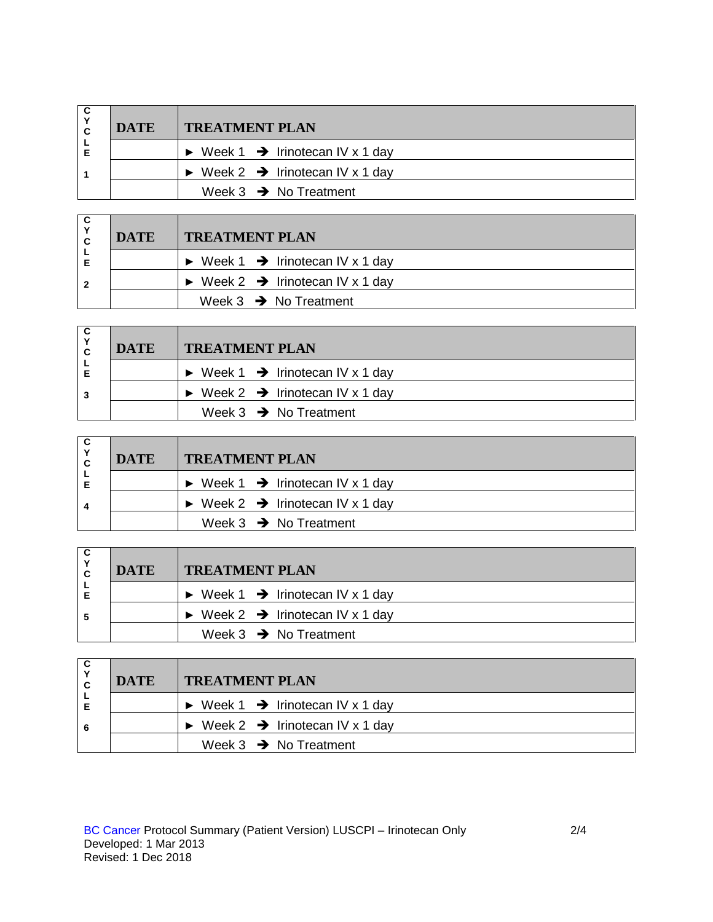| CYCLE 1 | DATE | TREATMENT PLAN |
|---|---|---|
| | | ► Week 1 ➔ Irinotecan IV x 1 day |
| | | ► Week 2 ➔ Irinotecan IV x 1 day |
| | | Week 3 ➔ No Treatment |

| CYCLE 2 | DATE | TREATMENT PLAN |
|---|---|---|
| | | ► Week 1 ➔ Irinotecan IV x 1 day |
| | | ► Week 2 ➔ Irinotecan IV x 1 day |
| | | Week 3 ➔ No Treatment |

| CYCLE 3 | DATE | TREATMENT PLAN |
|---|---|---|
| | | ► Week 1 ➔ Irinotecan IV x 1 day |
| | | ► Week 2 ➔ Irinotecan IV x 1 day |
| | | Week 3 ➔ No Treatment |

| CYCLE 4 | DATE | TREATMENT PLAN |
|---|---|---|
| | | ► Week 1 ➔ Irinotecan IV x 1 day |
| | | ► Week 2 ➔ Irinotecan IV x 1 day |
| | | Week 3 ➔ No Treatment |

| CYCLE 5 | DATE | TREATMENT PLAN |
|---|---|---|
| | | ► Week 1 ➔ Irinotecan IV x 1 day |
| | | ► Week 2 ➔ Irinotecan IV x 1 day |
| | | Week 3 ➔ No Treatment |

| CYCLE 6 | DATE | TREATMENT PLAN |
|---|---|---|
| | | ► Week 1 ➔ Irinotecan IV x 1 day |
| | | ► Week 2 ➔ Irinotecan IV x 1 day |
| | | Week 3 ➔ No Treatment |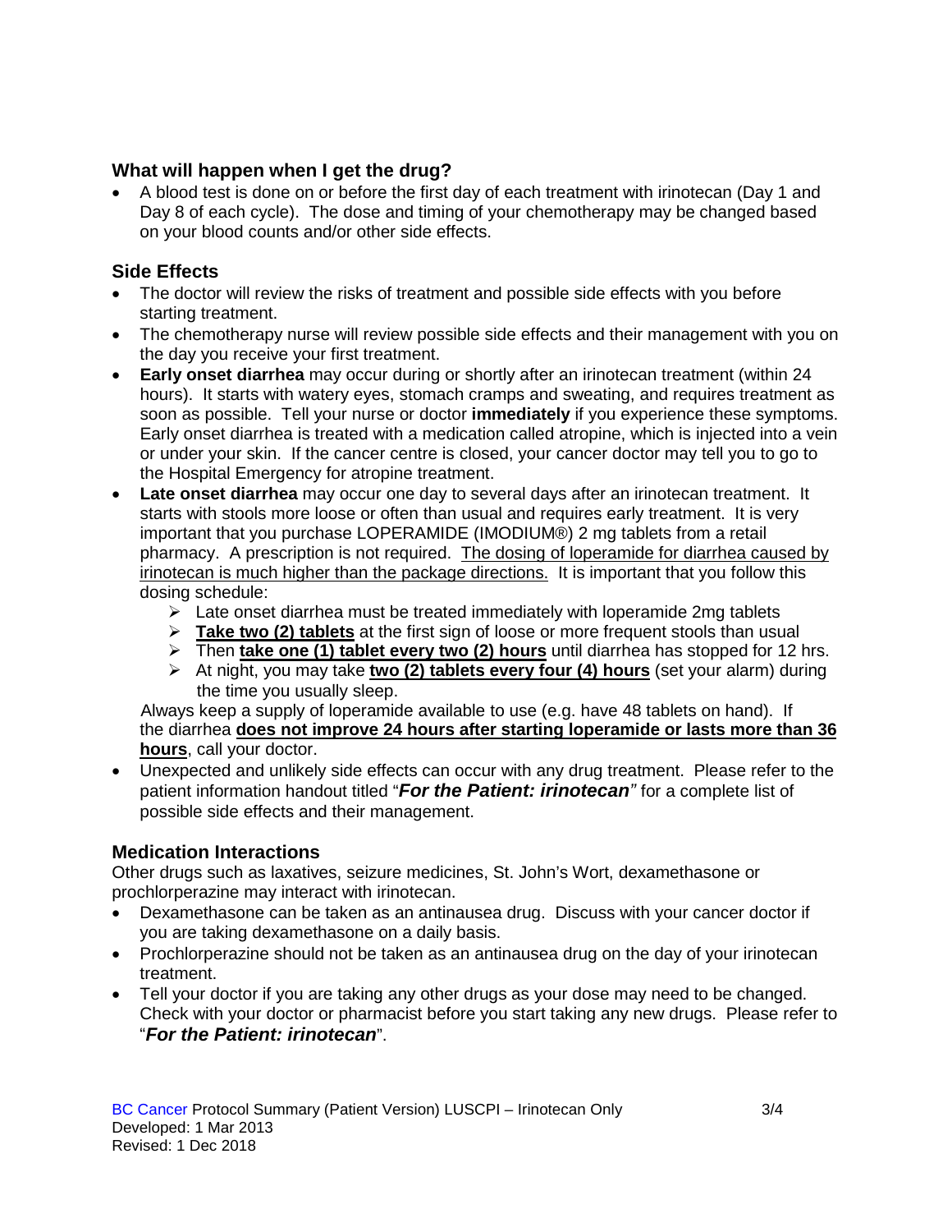### What will happen when I get the drug?

- A blood test is done on or before the first day of each treatment with irinotecan (Day 1 and Day 8 of each cycle). The dose and timing of your chemotherapy may be changed based on your blood counts and/or other side effects.

## Side Effects

- The doctor will review the risks of treatment and possible side effects with you before starting treatment.
- The chemotherapy nurse will review possible side effects and their management with you on the day you receive your first treatment.
- **Early onset diarrhea** may occur during or shortly after an irinotecan treatment (within 24 hours). It starts with watery eyes, stomach cramps and sweating, and requires treatment as soon as possible. Tell your nurse or doctor **immediately** if you experience these symptoms. Early onset diarrhea is treated with a medication called atropine, which is injected into a vein or under your skin. If the cancer centre is closed, your cancer doctor may tell you to go to the Hospital Emergency for atropine treatment.
- **Late onset diarrhea** may occur one day to several days after an irinotecan treatment. It starts with stools more loose or often than usual and requires early treatment. It is very important that you purchase LOPERAMIDE (IMODIUM®) 2 mg tablets from a retail pharmacy. A prescription is not required. The dosing of loperamide for diarrhea caused by irinotecan is much higher than the package directions. It is important that you follow this dosing schedule:
  - Late onset diarrhea must be treated immediately with loperamide 2mg tablets
  - **Take two (2) tablets** at the first sign of loose or more frequent stools than usual
  - Then **take one (1) tablet every two (2) hours** until diarrhea has stopped for 12 hrs.
  - At night, you may take **two (2) tablets every four (4) hours** (set your alarm) during the time you usually sleep.

  Always keep a supply of loperamide available to use (e.g. have 48 tablets on hand). If the diarrhea **does not improve 24 hours after starting loperamide or lasts more than 36 hours**, call your doctor.
- Unexpected and unlikely side effects can occur with any drug treatment. Please refer to the patient information handout titled "***For the Patient: irinotecan***" for a complete list of possible side effects and their management.

## Medication Interactions

Other drugs such as laxatives, seizure medicines, St. John's Wort, dexamethasone or prochlorperazine may interact with irinotecan.

- Dexamethasone can be taken as an antinausea drug. Discuss with your cancer doctor if you are taking dexamethasone on a daily basis.
- Prochlorperazine should not be taken as an antinausea drug on the day of your irinotecan treatment.
- Tell your doctor if you are taking any other drugs as your dose may need to be changed. Check with your doctor or pharmacist before you start taking any new drugs. Please refer to "***For the Patient: irinotecan***".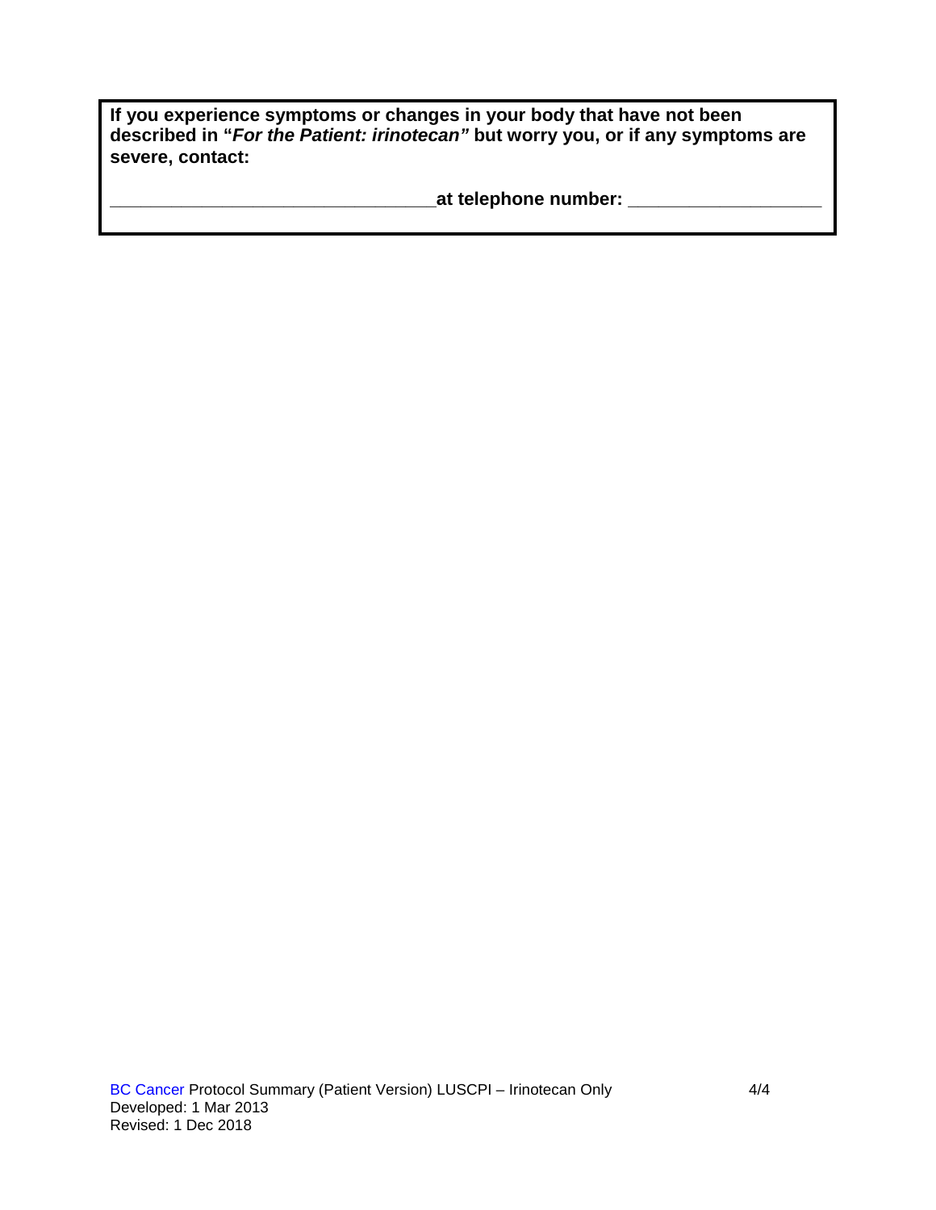**If you experience symptoms or changes in your body that have not been described in "*For the Patient: irinotecan*" but worry you, or if any symptoms are severe, contact:**

**_________________________________at telephone number: ___________________**